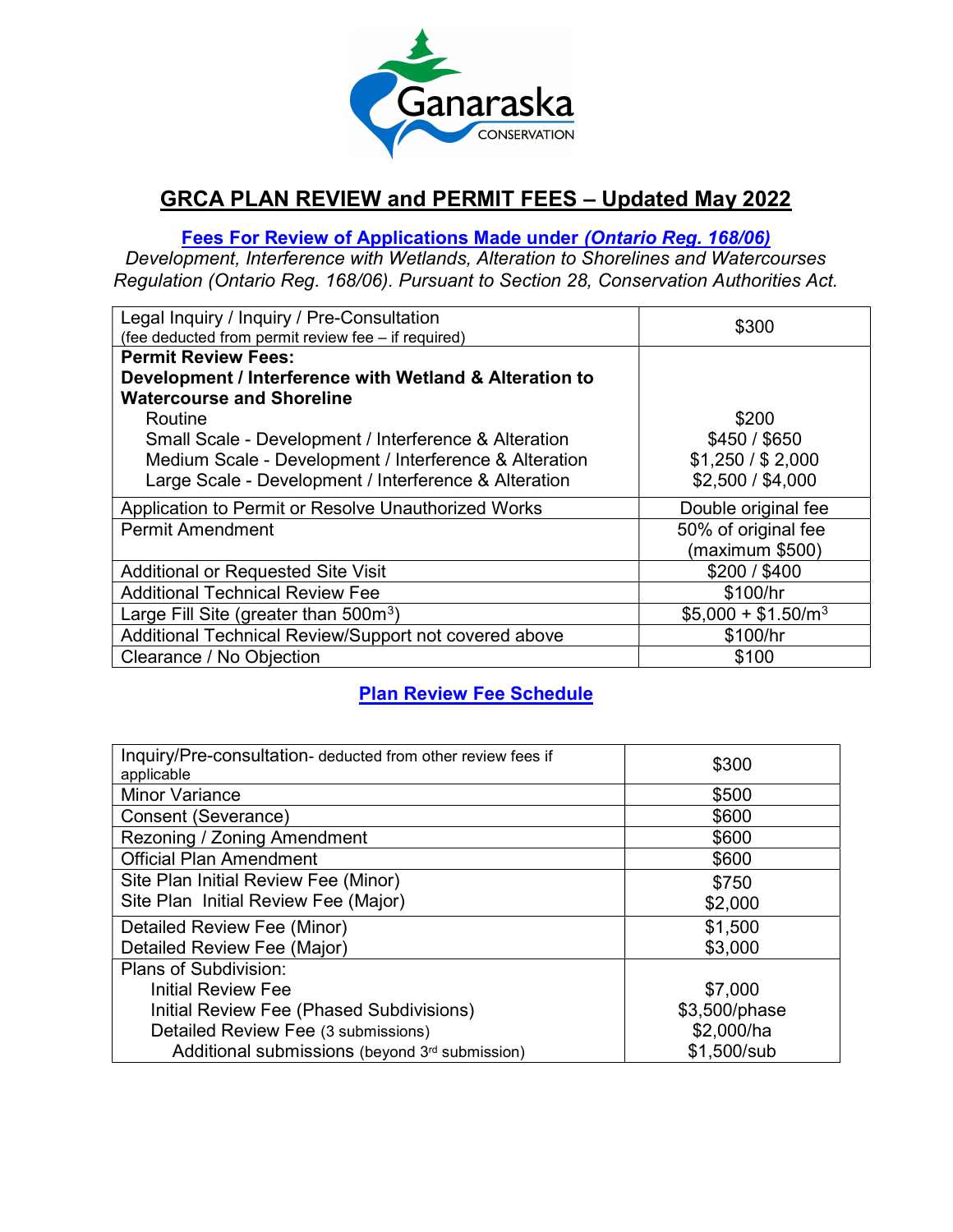# GRCA PLAN REVIEW and PERMIT FEES – Updated May 2022

## Fees For Review of Applications Made under *(Ontario Reg. 168/06)*

*Development, Interference with Wetlands, Alteration to Shorelines and Watercourses Regulation (Ontario Reg. 168/06). Pursuant to Section 28, Conservation Authorities Act.*

| | |
|---|---|
| Legal Inquiry / Inquiry / Pre-Consultation<br>(fee deducted from permit review fee – if required) | $300 |
| **Permit Review Fees:**<br>**Development / Interference with Wetland & Alteration to Watercourse and Shoreline**<br>Routine<br>Small Scale - Development / Interference & Alteration<br>Medium Scale - Development / Interference & Alteration<br>Large Scale - Development / Interference & Alteration | <br><br><br>$200<br>$450 / $650<br>$1,250 / $ 2,000<br>$2,500 / $4,000 |
| Application to Permit or Resolve Unauthorized Works | Double original fee |
| Permit Amendment | 50% of original fee (maximum $500) |
| Additional or Requested Site Visit | $200 / $400 |
| Additional Technical Review Fee | $100/hr |
| Large Fill Site (greater than 500$m^3$) | $5,000 + $1.50/$m^3$ |
| Additional Technical Review/Support not covered above | $100/hr |
| Clearance / No Objection | $100 |

## Plan Review Fee Schedule

| | |
|---|---|
| Inquiry/Pre-consultation- deducted from other review fees if applicable | $300 |
| Minor Variance | $500 |
| Consent (Severance) | $600 |
| Rezoning / Zoning Amendment | $600 |
| Official Plan Amendment | $600 |
| Site Plan Initial Review Fee (Minor)<br>Site Plan Initial Review Fee (Major) | $750<br>$2,000 |
| Detailed Review Fee (Minor)<br>Detailed Review Fee (Major) | $1,500<br>$3,000 |
| Plans of Subdivision:<br>Initial Review Fee<br>Initial Review Fee (Phased Subdivisions)<br>Detailed Review Fee (3 submissions)<br>Additional submissions (beyond 3rd submission) | <br>$7,000<br>$3,500/phase<br>$2,000/ha<br>$1,500/sub |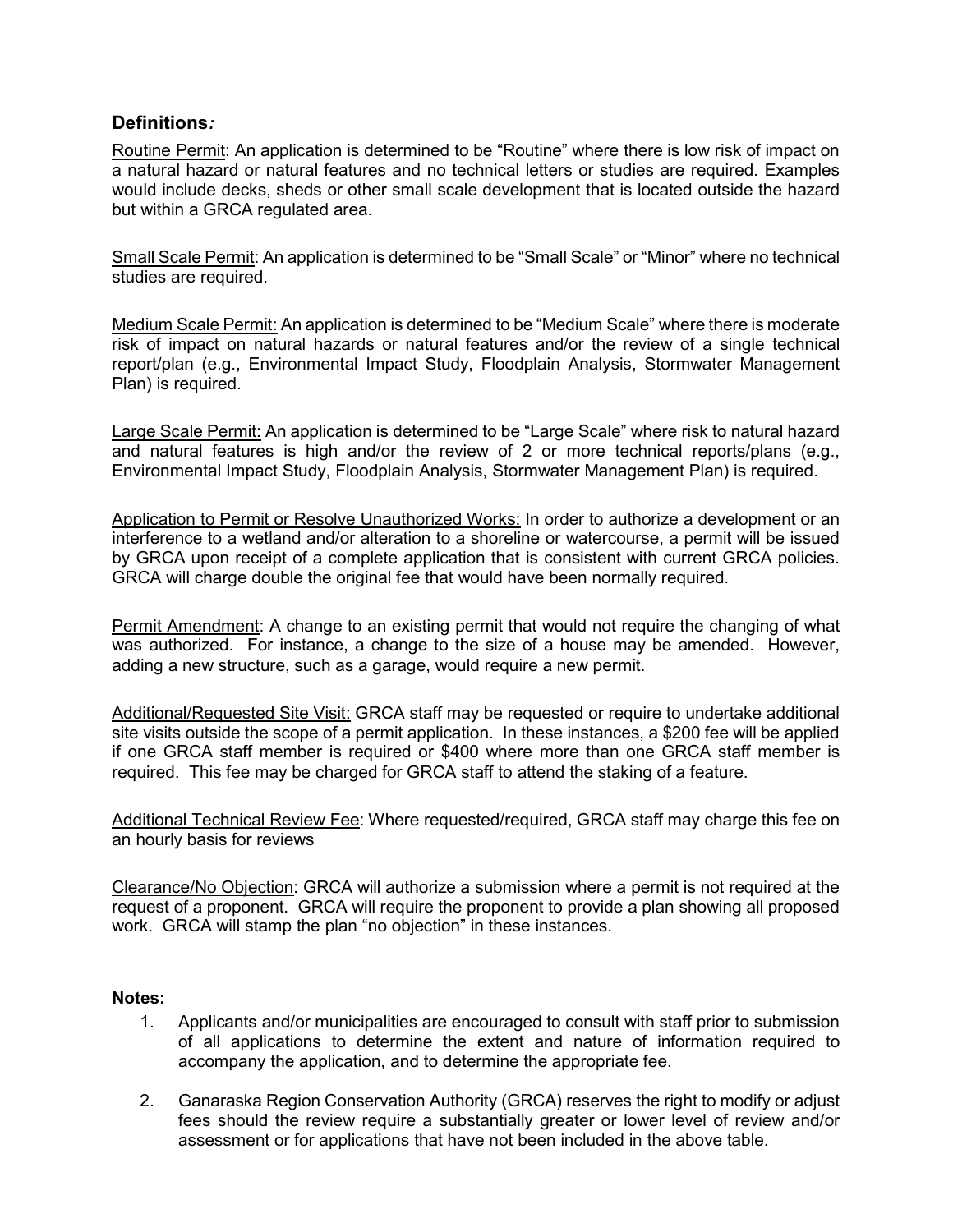## Definitions*:*

Routine Permit: An application is determined to be "Routine" where there is low risk of impact on a natural hazard or natural features and no technical letters or studies are required. Examples would include decks, sheds or other small scale development that is located outside the hazard but within a GRCA regulated area.

Small Scale Permit: An application is determined to be "Small Scale" or "Minor" where no technical studies are required.

Medium Scale Permit: An application is determined to be "Medium Scale" where there is moderate risk of impact on natural hazards or natural features and/or the review of a single technical report/plan (e.g., Environmental Impact Study, Floodplain Analysis, Stormwater Management Plan) is required.

Large Scale Permit: An application is determined to be "Large Scale" where risk to natural hazard and natural features is high and/or the review of 2 or more technical reports/plans (e.g., Environmental Impact Study, Floodplain Analysis, Stormwater Management Plan) is required.

Application to Permit or Resolve Unauthorized Works: In order to authorize a development or an interference to a wetland and/or alteration to a shoreline or watercourse, a permit will be issued by GRCA upon receipt of a complete application that is consistent with current GRCA policies. GRCA will charge double the original fee that would have been normally required.

Permit Amendment: A change to an existing permit that would not require the changing of what was authorized. For instance, a change to the size of a house may be amended. However, adding a new structure, such as a garage, would require a new permit.

Additional/Requested Site Visit: GRCA staff may be requested or require to undertake additional site visits outside the scope of a permit application. In these instances, a $200 fee will be applied if one GRCA staff member is required or $400 where more than one GRCA staff member is required. This fee may be charged for GRCA staff to attend the staking of a feature.

Additional Technical Review Fee: Where requested/required, GRCA staff may charge this fee on an hourly basis for reviews

Clearance/No Objection: GRCA will authorize a submission where a permit is not required at the request of a proponent. GRCA will require the proponent to provide a plan showing all proposed work. GRCA will stamp the plan "no objection" in these instances.

**Notes:**

1. Applicants and/or municipalities are encouraged to consult with staff prior to submission of all applications to determine the extent and nature of information required to accompany the application, and to determine the appropriate fee.
2. Ganaraska Region Conservation Authority (GRCA) reserves the right to modify or adjust fees should the review require a substantially greater or lower level of review and/or assessment or for applications that have not been included in the above table.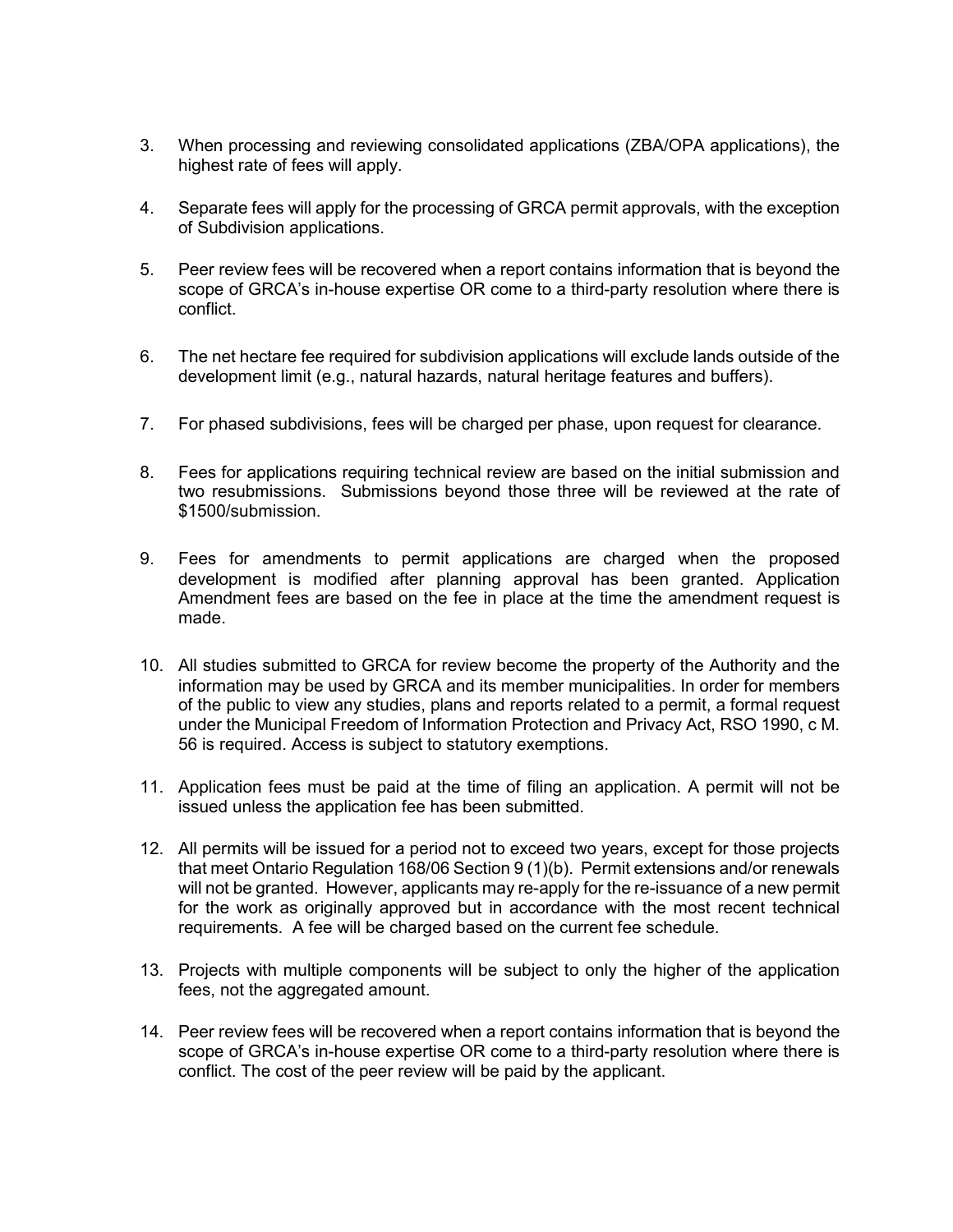3. When processing and reviewing consolidated applications (ZBA/OPA applications), the highest rate of fees will apply.

4. Separate fees will apply for the processing of GRCA permit approvals, with the exception of Subdivision applications.

5. Peer review fees will be recovered when a report contains information that is beyond the scope of GRCA's in-house expertise OR come to a third-party resolution where there is conflict.

6. The net hectare fee required for subdivision applications will exclude lands outside of the development limit (e.g., natural hazards, natural heritage features and buffers).

7. For phased subdivisions, fees will be charged per phase, upon request for clearance.

8. Fees for applications requiring technical review are based on the initial submission and two resubmissions. Submissions beyond those three will be reviewed at the rate of $1500/submission.

9. Fees for amendments to permit applications are charged when the proposed development is modified after planning approval has been granted. Application Amendment fees are based on the fee in place at the time the amendment request is made.

10. All studies submitted to GRCA for review become the property of the Authority and the information may be used by GRCA and its member municipalities. In order for members of the public to view any studies, plans and reports related to a permit, a formal request under the Municipal Freedom of Information Protection and Privacy Act, RSO 1990, c M. 56 is required. Access is subject to statutory exemptions.

11. Application fees must be paid at the time of filing an application. A permit will not be issued unless the application fee has been submitted.

12. All permits will be issued for a period not to exceed two years, except for those projects that meet Ontario Regulation 168/06 Section 9 (1)(b). Permit extensions and/or renewals will not be granted. However, applicants may re-apply for the re-issuance of a new permit for the work as originally approved but in accordance with the most recent technical requirements. A fee will be charged based on the current fee schedule.

13. Projects with multiple components will be subject to only the higher of the application fees, not the aggregated amount.

14. Peer review fees will be recovered when a report contains information that is beyond the scope of GRCA's in-house expertise OR come to a third-party resolution where there is conflict. The cost of the peer review will be paid by the applicant.